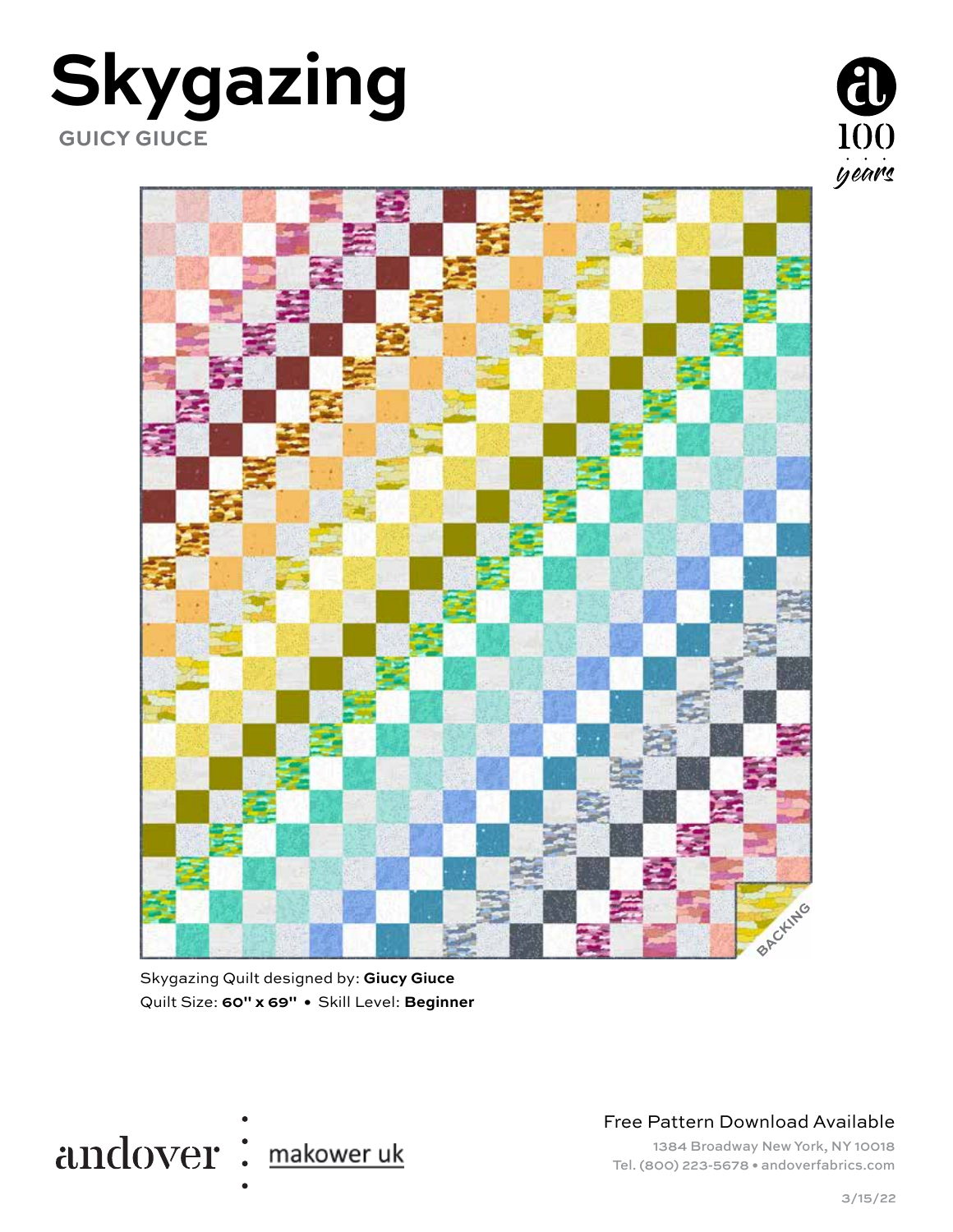# Skygazing

**GUICY GIUCE**

BACKING

Skygazing Quilt designed by: **Giucy Giuce**

Quilt Size: **60" x 69"** • Skill Level: **Beginner**

andover : makower uk

Free Pattern Download Available

1384 Broadway New York, NY 10018

Tel. (800) 223-5678 • andoverfabrics.com

3/15/22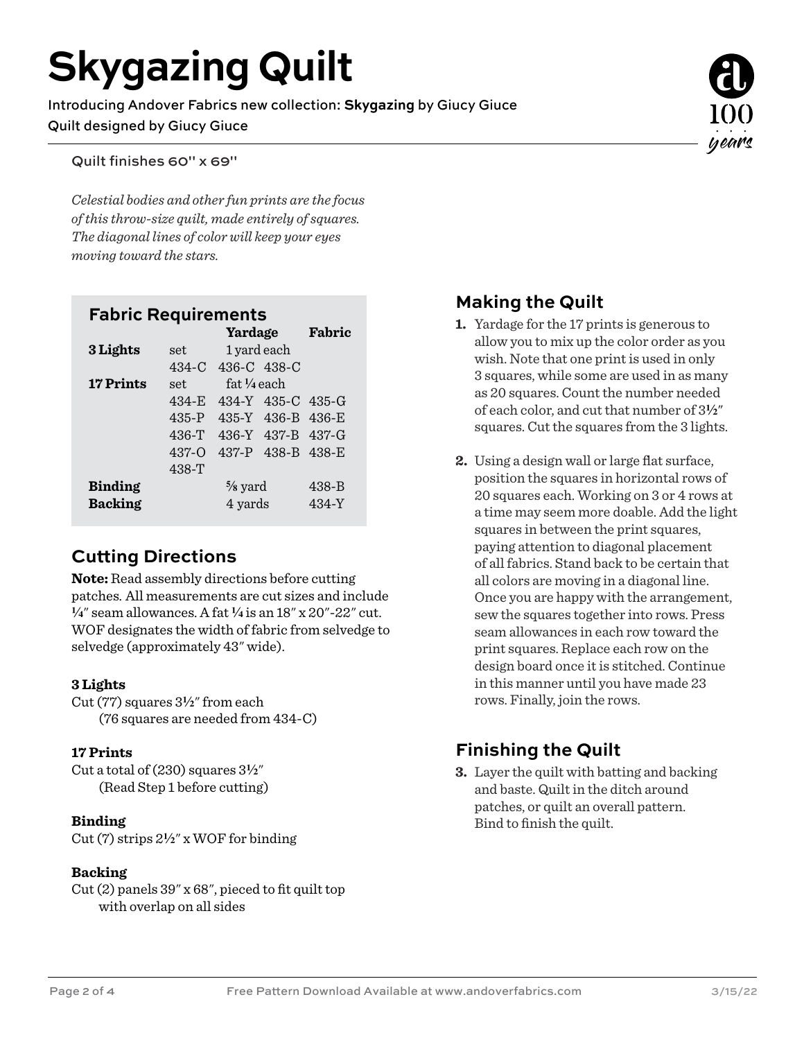# Skygazing Quilt

Introducing Andover Fabrics new collection: **Skygazing** by Giucy Giuce

Quilt designed by Giucy Giuce

Quilt finishes 60" x 69"

*Celestial bodies and other fun prints are the focus of this throw-size quilt, made entirely of squares. The diagonal lines of color will keep your eyes moving toward the stars.*

## Fabric Requirements

| | | Yardage | | Fabric |
|---|---|---|---|---|
| **3 Lights** | set | 1 yard each | | |
| | 434-C | 436-C | 438-C | |
| **17 Prints** | set | fat ¼ each | | |
| | 434-E | 434-Y | 435-C | 435-G |
| | 435-P | 435-Y | 436-B | 436-E |
| | 436-T | 436-Y | 437-B | 437-G |
| | 437-O | 437-P | 438-B | 438-E |
| | 438-T | | | |
| **Binding** | | ⅝ yard | | 438-B |
| **Backing** | | 4 yards | | 434-Y |

## Cutting Directions

**Note:** Read assembly directions before cutting patches. All measurements are cut sizes and include ¼" seam allowances. A fat ¼ is an 18" x 20"-22" cut. WOF designates the width of fabric from selvedge to selvedge (approximately 43" wide).

**3 Lights**

Cut (77) squares 3½" from each
(76 squares are needed from 434-C)

**17 Prints**

Cut a total of (230) squares 3½"
(Read Step 1 before cutting)

**Binding**

Cut (7) strips 2½" x WOF for binding

**Backing**

Cut (2) panels 39" x 68", pieced to fit quilt top with overlap on all sides

## Making the Quilt

1. Yardage for the 17 prints is generous to allow you to mix up the color order as you wish. Note that one print is used in only 3 squares, while some are used in as many as 20 squares. Count the number needed of each color, and cut that number of 3½" squares. Cut the squares from the 3 lights.

2. Using a design wall or large flat surface, position the squares in horizontal rows of 20 squares each. Working on 3 or 4 rows at a time may seem more doable. Add the light squares in between the print squares, paying attention to diagonal placement of all fabrics. Stand back to be certain that all colors are moving in a diagonal line. Once you are happy with the arrangement, sew the squares together into rows. Press seam allowances in each row toward the print squares. Replace each row on the design board once it is stitched. Continue in this manner until you have made 23 rows. Finally, join the rows.

## Finishing the Quilt

3. Layer the quilt with batting and backing and baste. Quilt in the ditch around patches, or quilt an overall pattern. Bind to finish the quilt.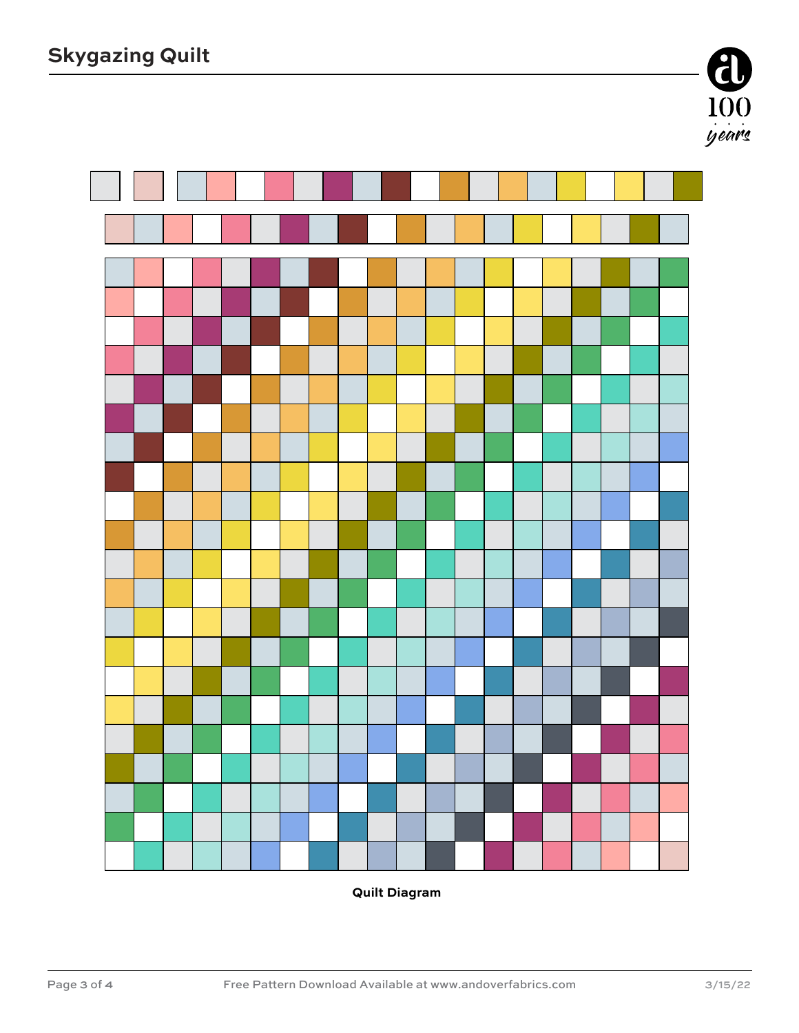# Skygazing Quilt

Quilt Diagram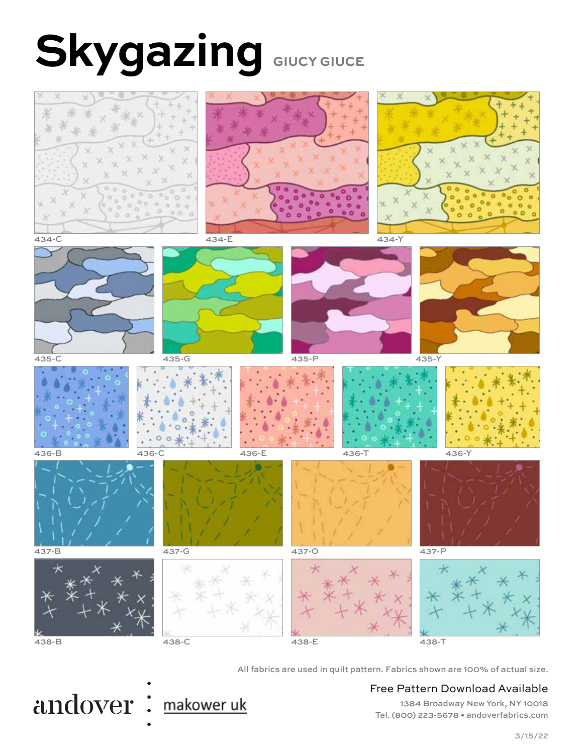# Skygazing

GIUCY GIUCE

434-C

434-E

434-Y

435-C

435-G

435-P

435-Y

436-B

436-C

436-E

436-T

436-Y

437-B

437-G

437-O

437-P

438-B

438-C

438-E

438-T

All fabrics are used in quilt pattern. Fabrics shown are 100% of actual size.

andover : makower uk

Free Pattern Download Available

1384 Broadway New York, NY 10018
Tel. (800) 223-5678 • andoverfabrics.com

3/15/22